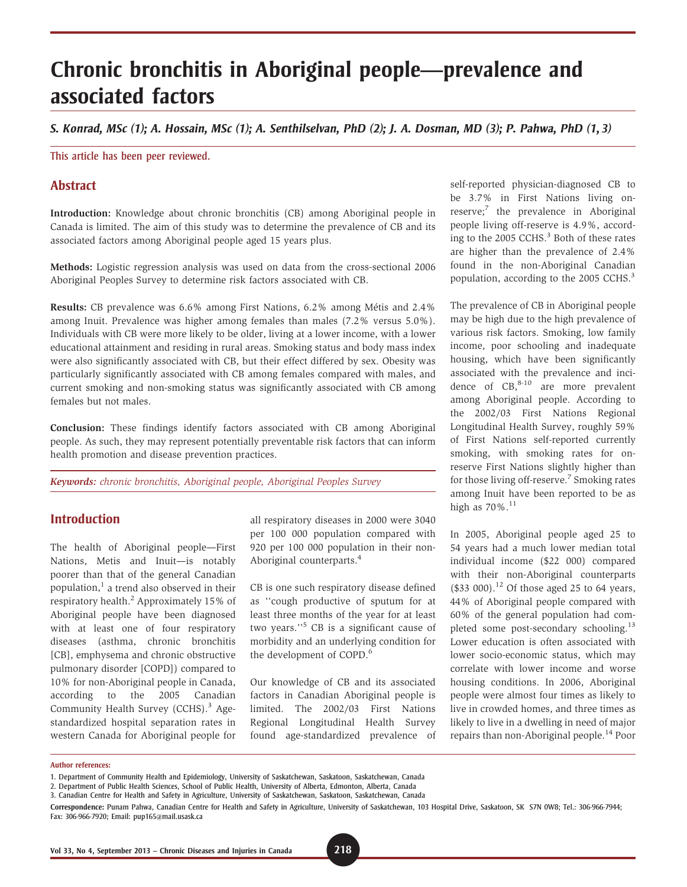# Chronic bronchitis in Aboriginal people—prevalence and associated factors

***S. Konrad, MSc (1); A. Hossain, MSc (1); A. Senthilselvan, PhD (2); J. A. Dosman, MD (3); P. Pahwa, PhD (1, 3)***

This article has been peer reviewed.

## Abstract

**Introduction:** Knowledge about chronic bronchitis (CB) among Aboriginal people in Canada is limited. The aim of this study was to determine the prevalence of CB and its associated factors among Aboriginal people aged 15 years plus.

**Methods:** Logistic regression analysis was used on data from the cross-sectional 2006 Aboriginal Peoples Survey to determine risk factors associated with CB.

**Results:** CB prevalence was 6.6% among First Nations, 6.2% among Métis and 2.4% among Inuit. Prevalence was higher among females than males (7.2% versus 5.0%). Individuals with CB were more likely to be older, living at a lower income, with a lower educational attainment and residing in rural areas. Smoking status and body mass index were also significantly associated with CB, but their effect differed by sex. Obesity was particularly significantly associated with CB among females compared with males, and current smoking and non-smoking status was significantly associated with CB among females but not males.

**Conclusion:** These findings identify factors associated with CB among Aboriginal people. As such, they may represent potentially preventable risk factors that can inform health promotion and disease prevention practices.

***Keywords:*** *chronic bronchitis, Aboriginal people, Aboriginal Peoples Survey*

## Introduction

The health of Aboriginal people—First Nations, Metis and Inuit—is notably poorer than that of the general Canadian population,[1] a trend also observed in their respiratory health.[2] Approximately 15% of Aboriginal people have been diagnosed with at least one of four respiratory diseases (asthma, chronic bronchitis [CB], emphysema and chronic obstructive pulmonary disorder [COPD]) compared to 10% for non-Aboriginal people in Canada, according to the 2005 Canadian Community Health Survey (CCHS).[3] Age-standardized hospital separation rates in western Canada for Aboriginal people for all respiratory diseases in 2000 were 3040 per 100 000 population compared with 920 per 100 000 population in their non-Aboriginal counterparts.[4]

CB is one such respiratory disease defined as "cough productive of sputum for at least three months of the year for at least two years."[5] CB is a significant cause of morbidity and an underlying condition for the development of COPD.[6]

Our knowledge of CB and its associated factors in Canadian Aboriginal people is limited. The 2002/03 First Nations Regional Longitudinal Health Survey found age-standardized prevalence of self-reported physician-diagnosed CB to be 3.7% in First Nations living on-reserve;[7] the prevalence in Aboriginal people living off-reserve is 4.9%, according to the 2005 CCHS.[3] Both of these rates are higher than the prevalence of 2.4% found in the non-Aboriginal Canadian population, according to the 2005 CCHS.[3]

The prevalence of CB in Aboriginal people may be high due to the high prevalence of various risk factors. Smoking, low family income, poor schooling and inadequate housing, which have been significantly associated with the prevalence and incidence of CB,[8-10] are more prevalent among Aboriginal people. According to the 2002/03 First Nations Regional Longitudinal Health Survey, roughly 59% of First Nations self-reported currently smoking, with smoking rates for on-reserve First Nations slightly higher than for those living off-reserve.[7] Smoking rates among Inuit have been reported to be as high as 70%.[11]

In 2005, Aboriginal people aged 25 to 54 years had a much lower median total individual income ($22 000) compared with their non-Aboriginal counterparts ($33 000).[12] Of those aged 25 to 64 years, 44% of Aboriginal people compared with 60% of the general population had completed some post-secondary schooling.[13] Lower education is often associated with lower socio-economic status, which may correlate with lower income and worse housing conditions. In 2006, Aboriginal people were almost four times as likely to live in crowded homes, and three times as likely to live in a dwelling in need of major repairs than non-Aboriginal people.[14] Poor

**Author references:**

1. Department of Community Health and Epidemiology, University of Saskatchewan, Saskatoon, Saskatchewan, Canada
2. Department of Public Health Sciences, School of Public Health, University of Alberta, Edmonton, Alberta, Canada
3. Canadian Centre for Health and Safety in Agriculture, University of Saskatchewan, Saskatoon, Saskatchewan, Canada

**Correspondence:** Punam Pahwa, Canadian Centre for Health and Safety in Agriculture, University of Saskatchewan, 103 Hospital Drive, Saskatoon, SK S7N 0W8; Tel.: 306-966-7944; Fax: 306-966-7920; Email: pup165@mail.usask.ca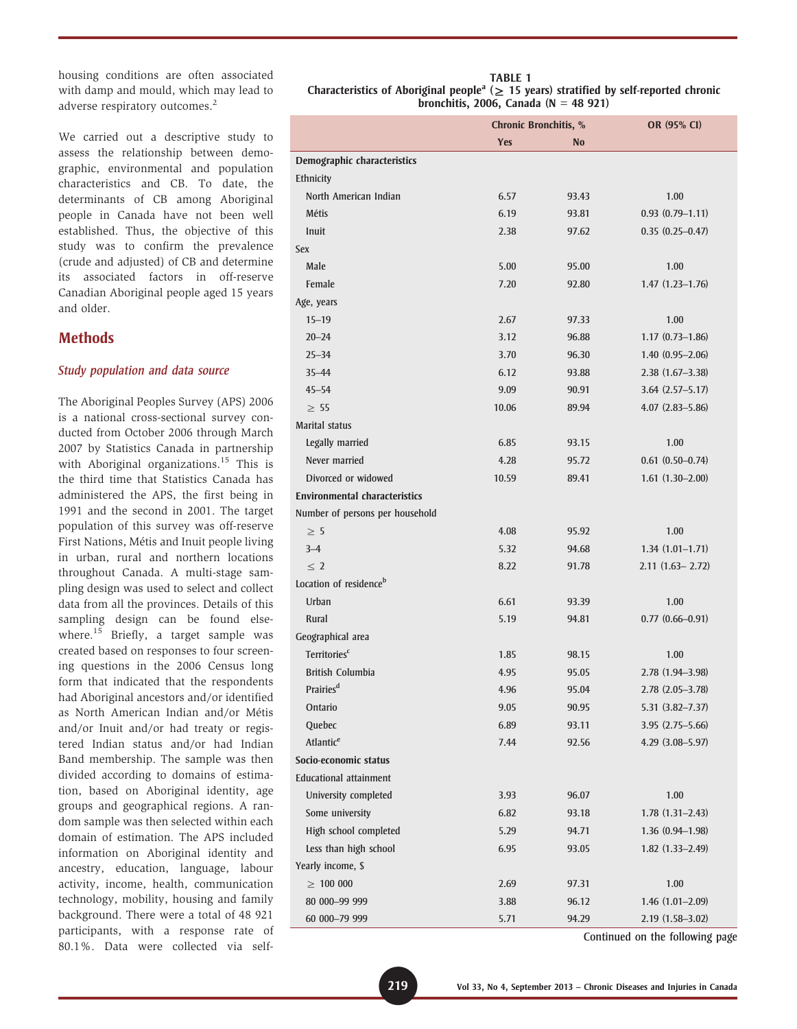housing conditions are often associated with damp and mould, which may lead to adverse respiratory outcomes.[2]

We carried out a descriptive study to assess the relationship between demographic, environmental and population characteristics and CB. To date, the determinants of CB among Aboriginal people in Canada have not been well established. Thus, the objective of this study was to confirm the prevalence (crude and adjusted) of CB and determine its associated factors in off-reserve Canadian Aboriginal people aged 15 years and older.

## Methods

### *Study population and data source*

The Aboriginal Peoples Survey (APS) 2006 is a national cross-sectional survey conducted from October 2006 through March 2007 by Statistics Canada in partnership with Aboriginal organizations.[15] This is the third time that Statistics Canada has administered the APS, the first being in 1991 and the second in 2001. The target population of this survey was off-reserve First Nations, Métis and Inuit people living in urban, rural and northern locations throughout Canada. A multi-stage sampling design was used to select and collect data from all the provinces. Details of this sampling design can be found elsewhere.[15] Briefly, a target sample was created based on responses to four screening questions in the 2006 Census long form that indicated that the respondents had Aboriginal ancestors and/or identified as North American Indian and/or Métis and/or Inuit and/or had treaty or registered Indian status and/or had Indian Band membership. The sample was then divided according to domains of estimation, based on Aboriginal identity, age groups and geographical regions. A random sample was then selected within each domain of estimation. The APS included information on Aboriginal identity and ancestry, education, language, labour activity, income, health, communication technology, mobility, housing and family background. There were a total of 48 921 participants, with a response rate of 80.1%. Data were collected via self-

**TABLE 1**
**Characteristics of Aboriginal people[a] (≥ 15 years) stratified by self-reported chronic bronchitis, 2006, Canada (N = 48 921)**

| | Chronic Bronchitis, % | | OR (95% CI) |
|---|---|---|---|
| | Yes | No | |
| **Demographic characteristics** | | | |
| Ethnicity | | | |
| North American Indian | 6.57 | 93.43 | 1.00 |
| Métis | 6.19 | 93.81 | 0.93 (0.79–1.11) |
| Inuit | 2.38 | 97.62 | 0.35 (0.25–0.47) |
| Sex | | | |
| Male | 5.00 | 95.00 | 1.00 |
| Female | 7.20 | 92.80 | 1.47 (1.23–1.76) |
| Age, years | | | |
| 15–19 | 2.67 | 97.33 | 1.00 |
| 20–24 | 3.12 | 96.88 | 1.17 (0.73–1.86) |
| 25–34 | 3.70 | 96.30 | 1.40 (0.95–2.06) |
| 35–44 | 6.12 | 93.88 | 2.38 (1.67–3.38) |
| 45–54 | 9.09 | 90.91 | 3.64 (2.57–5.17) |
| ≥ 55 | 10.06 | 89.94 | 4.07 (2.83–5.86) |
| Marital status | | | |
| Legally married | 6.85 | 93.15 | 1.00 |
| Never married | 4.28 | 95.72 | 0.61 (0.50–0.74) |
| Divorced or widowed | 10.59 | 89.41 | 1.61 (1.30–2.00) |
| **Environmental characteristics** | | | |
| Number of persons per household | | | |
| ≥ 5 | 4.08 | 95.92 | 1.00 |
| 3–4 | 5.32 | 94.68 | 1.34 (1.01–1.71) |
| ≤ 2 | 8.22 | 91.78 | 2.11 (1.63– 2.72) |
| Location of residence[b] | | | |
| Urban | 6.61 | 93.39 | 1.00 |
| Rural | 5.19 | 94.81 | 0.77 (0.66–0.91) |
| Geographical area | | | |
| Territories[c] | 1.85 | 98.15 | 1.00 |
| British Columbia | 4.95 | 95.05 | 2.78 (1.94–3.98) |
| Prairies[d] | 4.96 | 95.04 | 2.78 (2.05–3.78) |
| Ontario | 9.05 | 90.95 | 5.31 (3.82–7.37) |
| Quebec | 6.89 | 93.11 | 3.95 (2.75–5.66) |
| Atlantic[e] | 7.44 | 92.56 | 4.29 (3.08–5.97) |
| **Socio-economic status** | | | |
| Educational attainment | | | |
| University completed | 3.93 | 96.07 | 1.00 |
| Some university | 6.82 | 93.18 | 1.78 (1.31–2.43) |
| High school completed | 5.29 | 94.71 | 1.36 (0.94–1.98) |
| Less than high school | 6.95 | 93.05 | 1.82 (1.33–2.49) |
| Yearly income, $ | | | |
| ≥ 100 000 | 2.69 | 97.31 | 1.00 |
| 80 000–99 999 | 3.88 | 96.12 | 1.46 (1.01–2.09) |
| 60 000–79 999 | 5.71 | 94.29 | 2.19 (1.58–3.02) |

Continued on the following page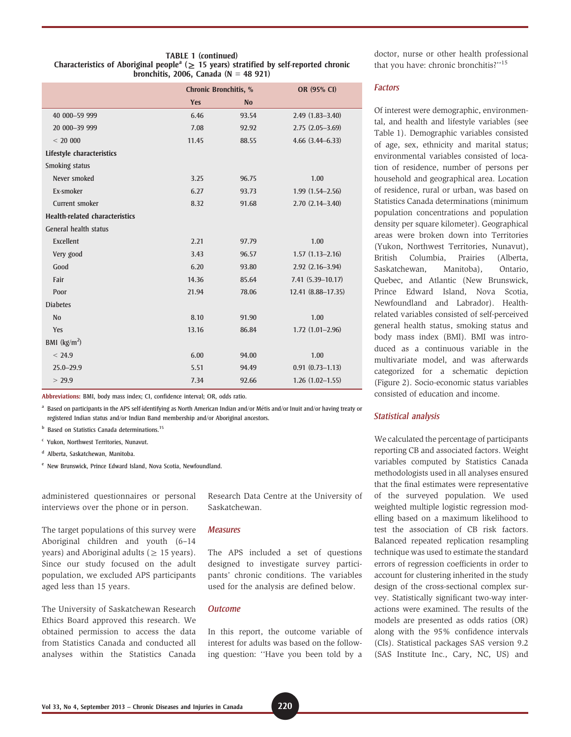**TABLE 1 (continued)**
**Characteristics of Aboriginal people[a] (≥ 15 years) stratified by self-reported chronic bronchitis, 2006, Canada (N = 48 921)**

| | Chronic Bronchitis, % | | OR (95% CI) |
|---|---|---|---|
| | Yes | No | |
| 40 000–59 999 | 6.46 | 93.54 | 2.49 (1.83–3.40) |
| 20 000–39 999 | 7.08 | 92.92 | 2.75 (2.05–3.69) |
| < 20 000 | 11.45 | 88.55 | 4.66 (3.44–6.33) |
| **Lifestyle characteristics** | | | |
| Smoking status | | | |
| Never smoked | 3.25 | 96.75 | 1.00 |
| Ex-smoker | 6.27 | 93.73 | 1.99 (1.54–2.56) |
| Current smoker | 8.32 | 91.68 | 2.70 (2.14–3.40) |
| **Health-related characteristics** | | | |
| General health status | | | |
| Excellent | 2.21 | 97.79 | 1.00 |
| Very good | 3.43 | 96.57 | 1.57 (1.13–2.16) |
| Good | 6.20 | 93.80 | 2.92 (2.16–3.94) |
| Fair | 14.36 | 85.64 | 7.41 (5.39–10.17) |
| Poor | 21.94 | 78.06 | 12.41 (8.88–17.35) |
| Diabetes | | | |
| No | 8.10 | 91.90 | 1.00 |
| Yes | 13.16 | 86.84 | 1.72 (1.01–2.96) |
| BMI (kg/m$^2$) | | | |
| < 24.9 | 6.00 | 94.00 | 1.00 |
| 25.0–29.9 | 5.51 | 94.49 | 0.91 (0.73–1.13) |
| > 29.9 | 7.34 | 92.66 | 1.26 (1.02–1.55) |

**Abbreviations:** BMI, body mass index; CI, confidence interval; OR, odds ratio.

[a] Based on participants in the APS self-identifying as North American Indian and/or Métis and/or Inuit and/or having treaty or registered Indian status and/or Indian Band membership and/or Aboriginal ancestors.

[b] Based on Statistics Canada determinations.[15]

[c] Yukon, Northwest Territories, Nunavut.

[d] Alberta, Saskatchewan, Manitoba.

[e] New Brunswick, Prince Edward Island, Nova Scotia, Newfoundland.

administered questionnaires or personal interviews over the phone or in person.

The target populations of this survey were Aboriginal children and youth (6–14 years) and Aboriginal adults (≥ 15 years). Since our study focused on the adult population, we excluded APS participants aged less than 15 years.

The University of Saskatchewan Research Ethics Board approved this research. We obtained permission to access the data from Statistics Canada and conducted all analyses within the Statistics Canada Research Data Centre at the University of Saskatchewan.

### Measures

The APS included a set of questions designed to investigate survey participants' chronic conditions. The variables used for the analysis are defined below.

### Outcome

In this report, the outcome variable of interest for adults was based on the following question: ''Have you been told by a doctor, nurse or other health professional that you have: chronic bronchitis?''[15]

### Factors

Of interest were demographic, environmental, and health and lifestyle variables (see Table 1). Demographic variables consisted of age, sex, ethnicity and marital status; environmental variables consisted of location of residence, number of persons per household and geographical area. Location of residence, rural or urban, was based on Statistics Canada determinations (minimum population concentrations and population density per square kilometer). Geographical areas were broken down into Territories (Yukon, Northwest Territories, Nunavut), British Columbia, Prairies (Alberta, Saskatchewan, Manitoba), Ontario, Quebec, and Atlantic (New Brunswick, Prince Edward Island, Nova Scotia, Newfoundland and Labrador). Health-related variables consisted of self-perceived general health status, smoking status and body mass index (BMI). BMI was introduced as a continuous variable in the multivariate model, and was afterwards categorized for a schematic depiction (Figure 2). Socio-economic status variables consisted of education and income.

### Statistical analysis

We calculated the percentage of participants reporting CB and associated factors. Weight variables computed by Statistics Canada methodologists used in all analyses ensured that the final estimates were representative of the surveyed population. We used weighted multiple logistic regression modelling based on a maximum likelihood to test the association of CB risk factors. Balanced repeated replication resampling technique was used to estimate the standard errors of regression coefficients in order to account for clustering inherited in the study design of the cross-sectional complex survey. Statistically significant two-way interactions were examined. The results of the models are presented as odds ratios (OR) along with the 95% confidence intervals (CIs). Statistical packages SAS version 9.2 (SAS Institute Inc., Cary, NC, US) and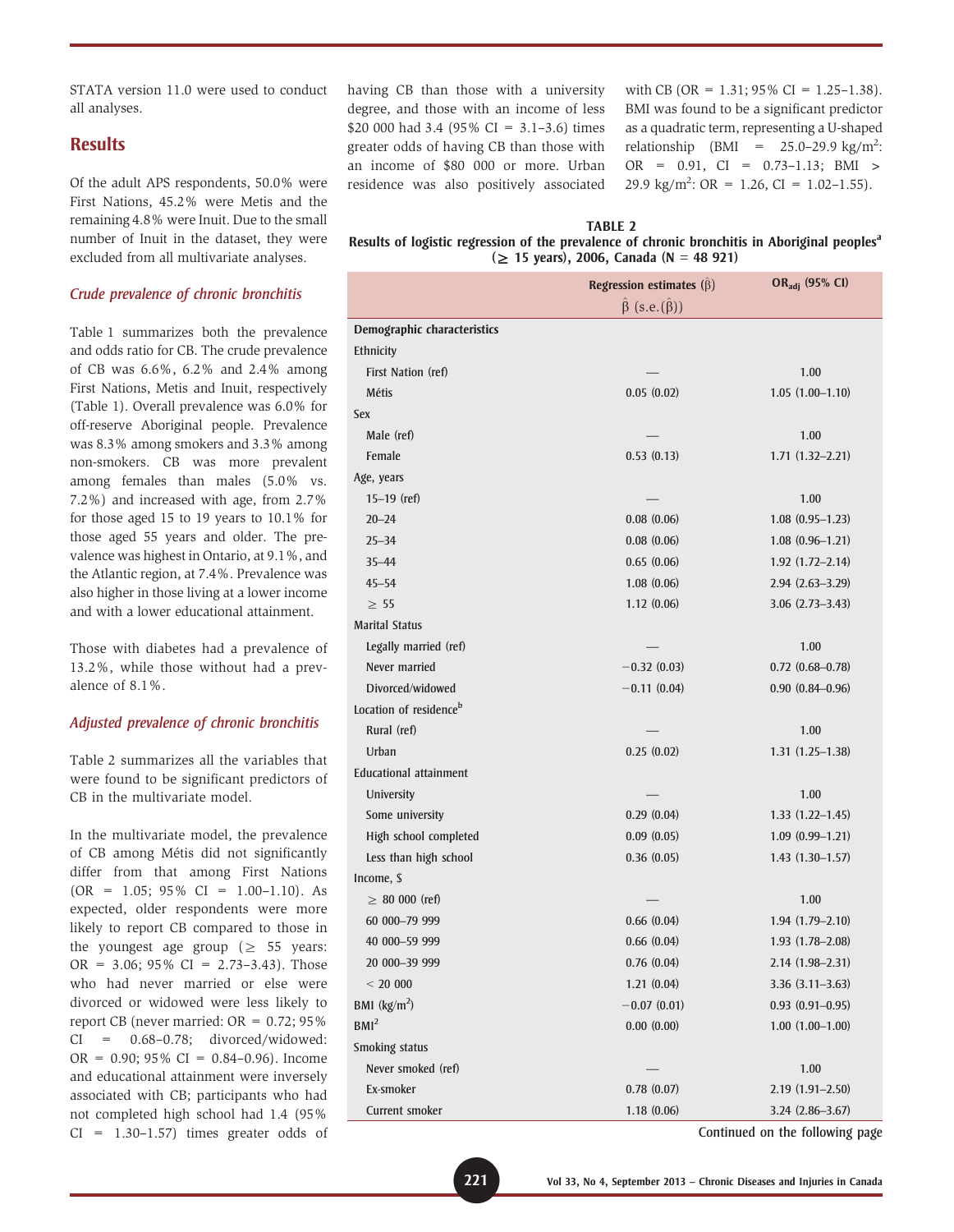STATA version 11.0 were used to conduct all analyses.

## Results

Of the adult APS respondents, 50.0% were First Nations, 45.2% were Metis and the remaining 4.8% were Inuit. Due to the small number of Inuit in the dataset, they were excluded from all multivariate analyses.

### *Crude prevalence of chronic bronchitis*

Table 1 summarizes both the prevalence and odds ratio for CB. The crude prevalence of CB was 6.6%, 6.2% and 2.4% among First Nations, Metis and Inuit, respectively (Table 1). Overall prevalence was 6.0% for off-reserve Aboriginal people. Prevalence was 8.3% among smokers and 3.3% among non-smokers. CB was more prevalent among females than males (5.0% vs. 7.2%) and increased with age, from 2.7% for those aged 15 to 19 years to 10.1% for those aged 55 years and older. The prevalence was highest in Ontario, at 9.1%, and the Atlantic region, at 7.4%. Prevalence was also higher in those living at a lower income and with a lower educational attainment.

Those with diabetes had a prevalence of 13.2%, while those without had a prevalence of 8.1%.

### *Adjusted prevalence of chronic bronchitis*

Table 2 summarizes all the variables that were found to be significant predictors of CB in the multivariate model.

In the multivariate model, the prevalence of CB among Métis did not significantly differ from that among First Nations (OR = 1.05; 95% CI = 1.00–1.10). As expected, older respondents were more likely to report CB compared to those in the youngest age group (≥ 55 years: OR = 3.06; 95% CI = 2.73–3.43). Those who had never married or else were divorced or widowed were less likely to report CB (never married: OR = 0.72; 95% CI = 0.68–0.78; divorced/widowed: OR = 0.90; 95% CI = 0.84–0.96). Income and educational attainment were inversely associated with CB; participants who had not completed high school had 1.4 (95% CI = 1.30–1.57) times greater odds of having CB than those with a university degree, and those with an income of less $20 000 had 3.4 (95% CI = 3.1–3.6) times greater odds of having CB than those with an income of $80 000 or more. Urban residence was also positively associated with CB (OR = 1.31; 95% CI = 1.25–1.38). BMI was found to be a significant predictor as a quadratic term, representing a U-shaped relationship (BMI = 25.0–29.9 kg/m$^2$: OR = 0.91, CI = 0.73–1.13; BMI > 29.9 kg/m$^2$: OR = 1.26, CI = 1.02–1.55).

**TABLE 2**
**Results of logistic regression of the prevalence of chronic bronchitis in Aboriginal peoples[a] (≥ 15 years), 2006, Canada (N = 48 921)**

| | Regression estimates ($\hat{\beta}$) $\hat{\beta}$ (s.e.($\hat{\beta}$)) | $OR_{adj}$ (95% CI) |
|---|---|---|
| **Demographic characteristics** | | |
| Ethnicity | | |
| First Nation (ref) | — | 1.00 |
| Métis | 0.05 (0.02) | 1.05 (1.00–1.10) |
| Sex | | |
| Male (ref) | — | 1.00 |
| Female | 0.53 (0.13) | 1.71 (1.32–2.21) |
| Age, years | | |
| 15–19 (ref) | — | 1.00 |
| 20–24 | 0.08 (0.06) | 1.08 (0.95–1.23) |
| 25–34 | 0.08 (0.06) | 1.08 (0.96–1.21) |
| 35–44 | 0.65 (0.06) | 1.92 (1.72–2.14) |
| 45–54 | 1.08 (0.06) | 2.94 (2.63–3.29) |
| ≥ 55 | 1.12 (0.06) | 3.06 (2.73–3.43) |
| Marital Status | | |
| Legally married (ref) | — | 1.00 |
| Never married | −0.32 (0.03) | 0.72 (0.68–0.78) |
| Divorced/widowed | −0.11 (0.04) | 0.90 (0.84–0.96) |
| Location of residence[b] | | |
| Rural (ref) | — | 1.00 |
| Urban | 0.25 (0.02) | 1.31 (1.25–1.38) |
| Educational attainment | | |
| University | — | 1.00 |
| Some university | 0.29 (0.04) | 1.33 (1.22–1.45) |
| High school completed | 0.09 (0.05) | 1.09 (0.99–1.21) |
| Less than high school | 0.36 (0.05) | 1.43 (1.30–1.57) |
| Income, $ | | |
| ≥ 80 000 (ref) | — | 1.00 |
| 60 000–79 999 | 0.66 (0.04) | 1.94 (1.79–2.10) |
| 40 000–59 999 | 0.66 (0.04) | 1.93 (1.78–2.08) |
| 20 000–39 999 | 0.76 (0.04) | 2.14 (1.98–2.31) |
| < 20 000 | 1.21 (0.04) | 3.36 (3.11–3.63) |
| BMI (kg/m$^2$) | −0.07 (0.01) | 0.93 (0.91–0.95) |
| BMI$^2$ | 0.00 (0.00) | 1.00 (1.00–1.00) |
| Smoking status | | |
| Never smoked (ref) | — | 1.00 |
| Ex-smoker | 0.78 (0.07) | 2.19 (1.91–2.50) |
| Current smoker | 1.18 (0.06) | 3.24 (2.86–3.67) |

Continued on the following page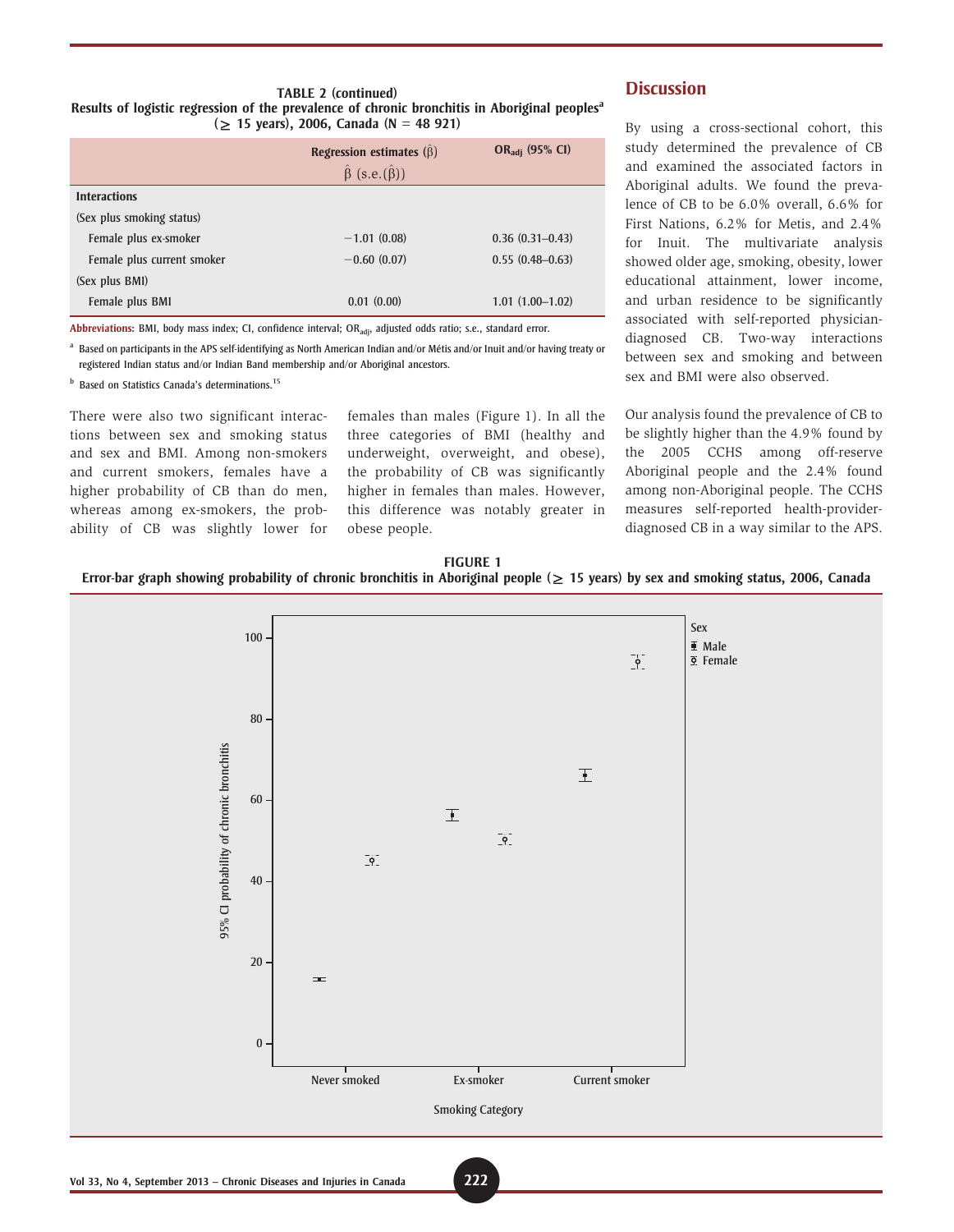**TABLE 2 (continued)**
**Results of logistic regression of the prevalence of chronic bronchitis in Aboriginal peoples[a] (≥ 15 years), 2006, Canada (N = 48 921)**

| | Regression estimates ($\hat{\beta}$) $\hat{\beta}$ (s.e.($\hat{\beta}$)) | $OR_{adj}$ (95% CI) |
|---|---|---|
| **Interactions** | | |
| (Sex plus smoking status) | | |
| Female plus ex-smoker | −1.01 (0.08) | 0.36 (0.31–0.43) |
| Female plus current smoker | −0.60 (0.07) | 0.55 (0.48–0.63) |
| (Sex plus BMI) | | |
| Female plus BMI | 0.01 (0.00) | 1.01 (1.00–1.02) |

**Abbreviations:** BMI, body mass index; CI, confidence interval; $OR_{adj}$, adjusted odds ratio; s.e., standard error.

[a] Based on participants in the APS self-identifying as North American Indian and/or Métis and/or Inuit and/or having treaty or registered Indian status and/or Indian Band membership and/or Aboriginal ancestors.

[b] Based on Statistics Canada's determinations.[15]

There were also two significant interactions between sex and smoking status and sex and BMI. Among non-smokers and current smokers, females have a higher probability of CB than do men, whereas among ex-smokers, the probability of CB was slightly lower for females than males (Figure 1). In all the three categories of BMI (healthy and underweight, overweight, and obese), the probability of CB was significantly higher in females than males. However, this difference was notably greater in obese people.

## Discussion

By using a cross-sectional cohort, this study determined the prevalence of CB and examined the associated factors in Aboriginal adults. We found the prevalence of CB to be 6.0% overall, 6.6% for First Nations, 6.2% for Metis, and 2.4% for Inuit. The multivariate analysis showed older age, smoking, obesity, lower educational attainment, lower income, and urban residence to be significantly associated with self-reported physician-diagnosed CB. Two-way interactions between sex and smoking and between sex and BMI were also observed.

Our analysis found the prevalence of CB to be slightly higher than the 4.9% found by the 2005 CCHS among off-reserve Aboriginal people and the 2.4% found among non-Aboriginal people. The CCHS measures self-reported health-provider-diagnosed CB in a way similar to the APS.

**FIGURE 1**
**Error-bar graph showing probability of chronic bronchitis in Aboriginal people (≥ 15 years) by sex and smoking status, 2006, Canada**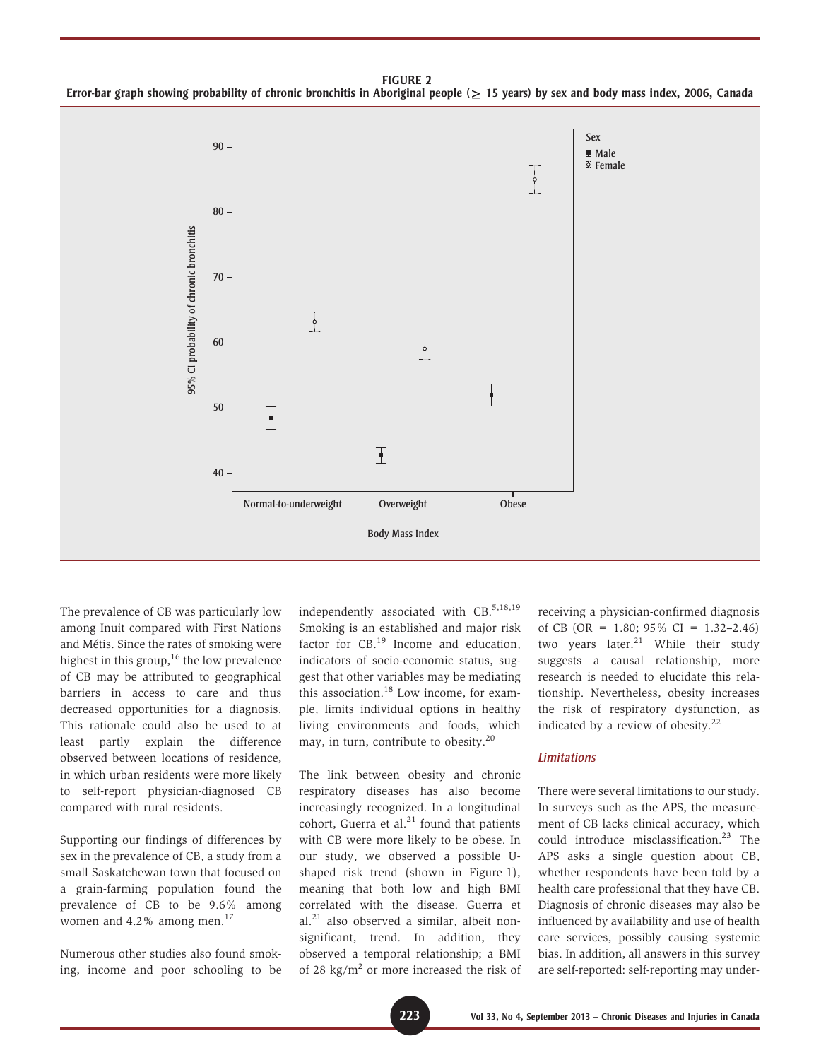**FIGURE 2**
**Error-bar graph showing probability of chronic bronchitis in Aboriginal people (≥ 15 years) by sex and body mass index, 2006, Canada**

The prevalence of CB was particularly low among Inuit compared with First Nations and Métis. Since the rates of smoking were highest in this group,[16] the low prevalence of CB may be attributed to geographical barriers in access to care and thus decreased opportunities for a diagnosis. This rationale could also be used to at least partly explain the difference observed between locations of residence, in which urban residents were more likely to self-report physician-diagnosed CB compared with rural residents.

Supporting our findings of differences by sex in the prevalence of CB, a study from a small Saskatchewan town that focused on a grain-farming population found the prevalence of CB to be 9.6% among women and 4.2% among men.[17]

Numerous other studies also found smoking, income and poor schooling to be independently associated with CB.[5,18,19] Smoking is an established and major risk factor for CB.[19] Income and education, indicators of socio-economic status, suggest that other variables may be mediating this association.[18] Low income, for example, limits individual options in healthy living environments and foods, which may, in turn, contribute to obesity.[20]

The link between obesity and chronic respiratory diseases has also become increasingly recognized. In a longitudinal cohort, Guerra et al.[21] found that patients with CB were more likely to be obese. In our study, we observed a possible U-shaped risk trend (shown in Figure 1), meaning that both low and high BMI correlated with the disease. Guerra et al.[21] also observed a similar, albeit non-significant, trend. In addition, they observed a temporal relationship; a BMI of 28 kg/m$^2$ or more increased the risk of receiving a physician-confirmed diagnosis of CB (OR = 1.80; 95% CI = 1.32–2.46) two years later.[21] While their study suggests a causal relationship, more research is needed to elucidate this relationship. Nevertheless, obesity increases the risk of respiratory dysfunction, as indicated by a review of obesity.[22]

### *Limitations*

There were several limitations to our study. In surveys such as the APS, the measurement of CB lacks clinical accuracy, which could introduce misclassification.[23] The APS asks a single question about CB, whether respondents have been told by a health care professional that they have CB. Diagnosis of chronic diseases may also be influenced by availability and use of health care services, possibly causing systemic bias. In addition, all answers in this survey are self-reported: self-reporting may under-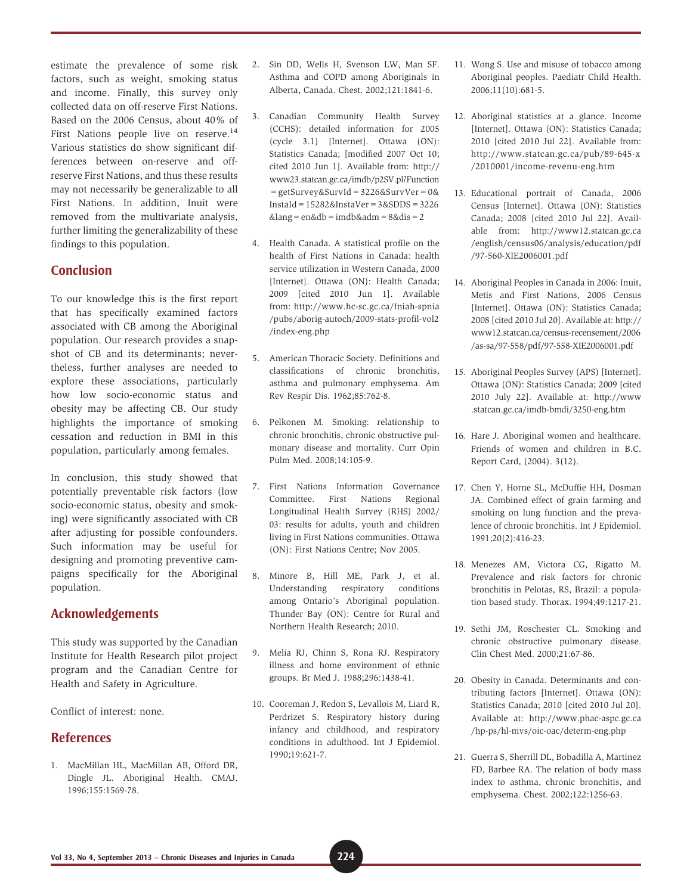estimate the prevalence of some risk factors, such as weight, smoking status and income. Finally, this survey only collected data on off-reserve First Nations. Based on the 2006 Census, about 40% of First Nations people live on reserve.[14] Various statistics do show significant differences between on-reserve and off-reserve First Nations, and thus these results may not necessarily be generalizable to all First Nations. In addition, Inuit were removed from the multivariate analysis, further limiting the generalizability of these findings to this population.

## Conclusion

To our knowledge this is the first report that has specifically examined factors associated with CB among the Aboriginal population. Our research provides a snapshot of CB and its determinants; nevertheless, further analyses are needed to explore these associations, particularly how low socio-economic status and obesity may be affecting CB. Our study highlights the importance of smoking cessation and reduction in BMI in this population, particularly among females.

In conclusion, this study showed that potentially preventable risk factors (low socio-economic status, obesity and smoking) were significantly associated with CB after adjusting for possible confounders. Such information may be useful for designing and promoting preventive campaigns specifically for the Aboriginal population.

## Acknowledgements

This study was supported by the Canadian Institute for Health Research pilot project program and the Canadian Centre for Health and Safety in Agriculture.

Conflict of interest: none.

## References

1. MacMillan HL, MacMillan AB, Offord DR, Dingle JL. Aboriginal Health. CMAJ. 1996;155:1569-78.
2. Sin DD, Wells H, Svenson LW, Man SF. Asthma and COPD among Aboriginals in Alberta, Canada. Chest. 2002;121:1841-6.
3. Canadian Community Health Survey (CCHS): detailed information for 2005 (cycle 3.1) [Internet]. Ottawa (ON): Statistics Canada; [modified 2007 Oct 10; cited 2010 Jun 1]. Available from: http://www23.statcan.gc.ca/imdb/p2SV.pl?Function=getSurvey&SurvId=3226&SurvVer=0&InstaId=15282&InstaVer=3&SDDS=3226&lang=en&db=imdb&adm=8&dis=2
4. Health Canada. A statistical profile on the health of First Nations in Canada: health service utilization in Western Canada, 2000 [Internet]. Ottawa (ON): Health Canada; 2009 [cited 2010 Jun 1]. Available from: http://www.hc-sc.gc.ca/fniah-spnia/pubs/aborig-autoch/2009-stats-profil-vol2/index-eng.php
5. American Thoracic Society. Definitions and classifications of chronic bronchitis, asthma and pulmonary emphysema. Am Rev Respir Dis. 1962;85:762-8.
6. Pelkonen M. Smoking: relationship to chronic bronchitis, chronic obstructive pulmonary disease and mortality. Curr Opin Pulm Med. 2008;14:105-9.
7. First Nations Information Governance Committee. First Nations Regional Longitudinal Health Survey (RHS) 2002/03: results for adults, youth and children living in First Nations communities. Ottawa (ON): First Nations Centre; Nov 2005.
8. Minore B, Hill ME, Park J, et al. Understanding respiratory conditions among Ontario's Aboriginal population. Thunder Bay (ON): Centre for Rural and Northern Health Research; 2010.
9. Melia RJ, Chinn S, Rona RJ. Respiratory illness and home environment of ethnic groups. Br Med J. 1988;296:1438-41.
10. Cooreman J, Redon S, Levallois M, Liard R, Perdrizet S. Respiratory history during infancy and childhood, and respiratory conditions in adulthood. Int J Epidemiol. 1990;19:621-7.
11. Wong S. Use and misuse of tobacco among Aboriginal peoples. Paediatr Child Health. 2006;11(10):681-5.
12. Aboriginal statistics at a glance. Income [Internet]. Ottawa (ON): Statistics Canada; 2010 [cited 2010 Jul 22]. Available from: http://www.statcan.gc.ca/pub/89-645-x/2010001/income-revenu-eng.htm
13. Educational portrait of Canada, 2006 Census [Internet]. Ottawa (ON): Statistics Canada; 2008 [cited 2010 Jul 22]. Available from: http://www12.statcan.gc.ca/english/census06/analysis/education/pdf/97-560-XIE2006001.pdf
14. Aboriginal Peoples in Canada in 2006: Inuit, Metis and First Nations, 2006 Census [Internet]. Ottawa (ON): Statistics Canada; 2008 [cited 2010 Jul 20]. Available at: http://www12.statcan.ca/census-recensement/2006/as-sa/97-558/pdf/97-558-XIE2006001.pdf
15. Aboriginal Peoples Survey (APS) [Internet]. Ottawa (ON): Statistics Canada; 2009 [cited 2010 July 22]. Available at: http://www.statcan.gc.ca/imdb-bmdi/3250-eng.htm
16. Hare J. Aboriginal women and healthcare. Friends of women and children in B.C. Report Card, (2004). 3(12).
17. Chen Y, Horne SL, McDuffie HH, Dosman JA. Combined effect of grain farming and smoking on lung function and the prevalence of chronic bronchitis. Int J Epidemiol. 1991;20(2):416-23.
18. Menezes AM, Victora CG, Rigatto M. Prevalence and risk factors for chronic bronchitis in Pelotas, RS, Brazil: a population based study. Thorax. 1994;49:1217-21.
19. Sethi JM, Roschester CL. Smoking and chronic obstructive pulmonary disease. Clin Chest Med. 2000;21:67-86.
20. Obesity in Canada. Determinants and contributing factors [Internet]. Ottawa (ON): Statistics Canada; 2010 [cited 2010 Jul 20]. Available at: http://www.phac-aspc.gc.ca/hp-ps/hl-mvs/oic-oac/determ-eng.php
21. Guerra S, Sherrill DL, Bobadilla A, Martinez FD, Barbee RA. The relation of body mass index to asthma, chronic bronchitis, and emphysema. Chest. 2002;122:1256-63.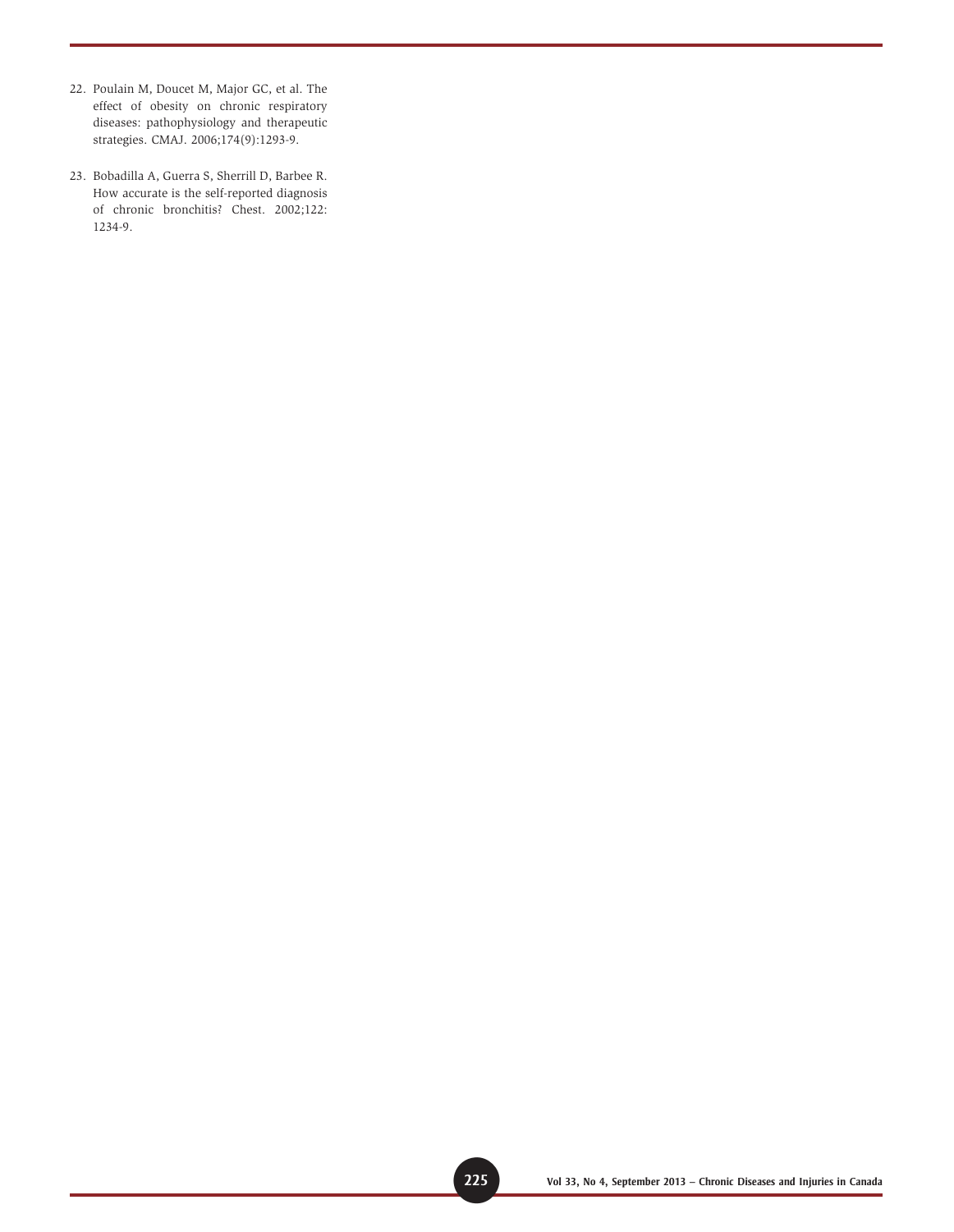22. Poulain M, Doucet M, Major GC, et al. The effect of obesity on chronic respiratory diseases: pathophysiology and therapeutic strategies. CMAJ. 2006;174(9):1293-9.

23. Bobadilla A, Guerra S, Sherrill D, Barbee R. How accurate is the self-reported diagnosis of chronic bronchitis? Chest. 2002;122: 1234-9.